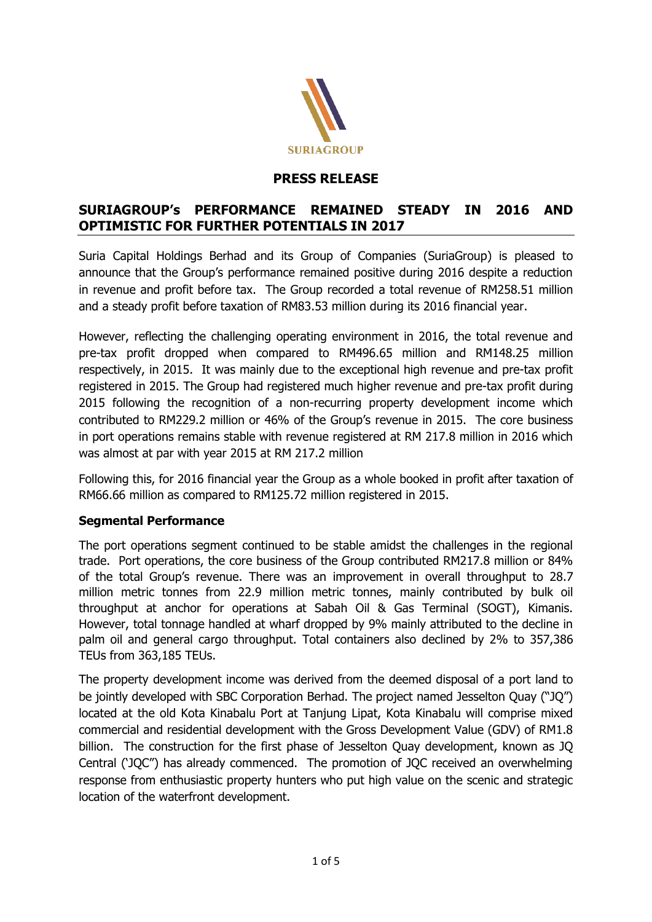SURIAGROUP

# PRESS RELEASE

## SURIAGROUP's PERFORMANCE REMAINED STEADY IN 2016 AND OPTIMISTIC FOR FURTHER POTENTIALS IN 2017

Suria Capital Holdings Berhad and its Group of Companies (SuriaGroup) is pleased to announce that the Group's performance remained positive during 2016 despite a reduction in revenue and profit before tax. The Group recorded a total revenue of RM258.51 million and a steady profit before taxation of RM83.53 million during its 2016 financial year.

However, reflecting the challenging operating environment in 2016, the total revenue and pre-tax profit dropped when compared to RM496.65 million and RM148.25 million respectively, in 2015. It was mainly due to the exceptional high revenue and pre-tax profit registered in 2015. The Group had registered much higher revenue and pre-tax profit during 2015 following the recognition of a non-recurring property development income which contributed to RM229.2 million or 46% of the Group's revenue in 2015. The core business in port operations remains stable with revenue registered at RM 217.8 million in 2016 which was almost at par with year 2015 at RM 217.2 million

Following this, for 2016 financial year the Group as a whole booked in profit after taxation of RM66.66 million as compared to RM125.72 million registered in 2015.

### Segmental Performance

The port operations segment continued to be stable amidst the challenges in the regional trade. Port operations, the core business of the Group contributed RM217.8 million or 84% of the total Group's revenue. There was an improvement in overall throughput to 28.7 million metric tonnes from 22.9 million metric tonnes, mainly contributed by bulk oil throughput at anchor for operations at Sabah Oil & Gas Terminal (SOGT), Kimanis. However, total tonnage handled at wharf dropped by 9% mainly attributed to the decline in palm oil and general cargo throughput. Total containers also declined by 2% to 357,386 TEUs from 363,185 TEUs.

The property development income was derived from the deemed disposal of a port land to be jointly developed with SBC Corporation Berhad. The project named Jesselton Quay ("JQ") located at the old Kota Kinabalu Port at Tanjung Lipat, Kota Kinabalu will comprise mixed commercial and residential development with the Gross Development Value (GDV) of RM1.8 billion. The construction for the first phase of Jesselton Quay development, known as JQ Central ('JQC") has already commenced. The promotion of JQC received an overwhelming response from enthusiastic property hunters who put high value on the scenic and strategic location of the waterfront development.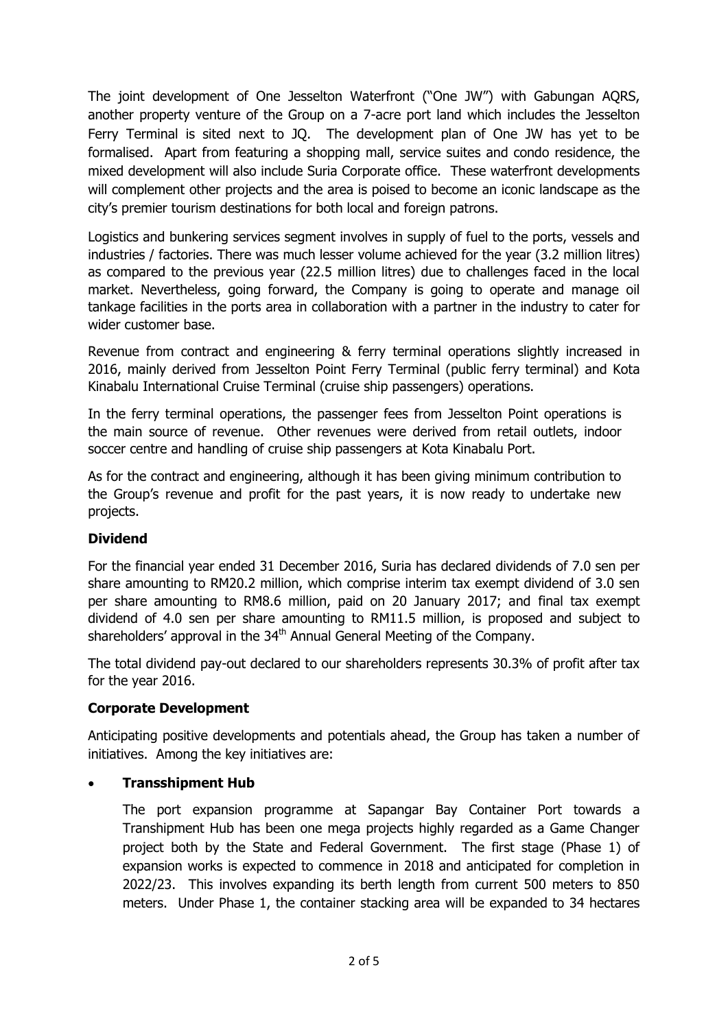The joint development of One Jesselton Waterfront ("One JW") with Gabungan AQRS, another property venture of the Group on a 7-acre port land which includes the Jesselton Ferry Terminal is sited next to JQ. The development plan of One JW has yet to be formalised. Apart from featuring a shopping mall, service suites and condo residence, the mixed development will also include Suria Corporate office. These waterfront developments will complement other projects and the area is poised to become an iconic landscape as the city's premier tourism destinations for both local and foreign patrons.

Logistics and bunkering services segment involves in supply of fuel to the ports, vessels and industries / factories. There was much lesser volume achieved for the year (3.2 million litres) as compared to the previous year (22.5 million litres) due to challenges faced in the local market. Nevertheless, going forward, the Company is going to operate and manage oil tankage facilities in the ports area in collaboration with a partner in the industry to cater for wider customer base.

Revenue from contract and engineering & ferry terminal operations slightly increased in 2016, mainly derived from Jesselton Point Ferry Terminal (public ferry terminal) and Kota Kinabalu International Cruise Terminal (cruise ship passengers) operations.

In the ferry terminal operations, the passenger fees from Jesselton Point operations is the main source of revenue. Other revenues were derived from retail outlets, indoor soccer centre and handling of cruise ship passengers at Kota Kinabalu Port.

As for the contract and engineering, although it has been giving minimum contribution to the Group's revenue and profit for the past years, it is now ready to undertake new projects.

**Dividend**

For the financial year ended 31 December 2016, Suria has declared dividends of 7.0 sen per share amounting to RM20.2 million, which comprise interim tax exempt dividend of 3.0 sen per share amounting to RM8.6 million, paid on 20 January 2017; and final tax exempt dividend of 4.0 sen per share amounting to RM11.5 million, is proposed and subject to shareholders' approval in the 34th Annual General Meeting of the Company.

The total dividend pay-out declared to our shareholders represents 30.3% of profit after tax for the year 2016.

**Corporate Development**

Anticipating positive developments and potentials ahead, the Group has taken a number of initiatives. Among the key initiatives are:

- **Transshipment Hub**

  The port expansion programme at Sapangar Bay Container Port towards a Transhipment Hub has been one mega projects highly regarded as a Game Changer project both by the State and Federal Government. The first stage (Phase 1) of expansion works is expected to commence in 2018 and anticipated for completion in 2022/23. This involves expanding its berth length from current 500 meters to 850 meters. Under Phase 1, the container stacking area will be expanded to 34 hectares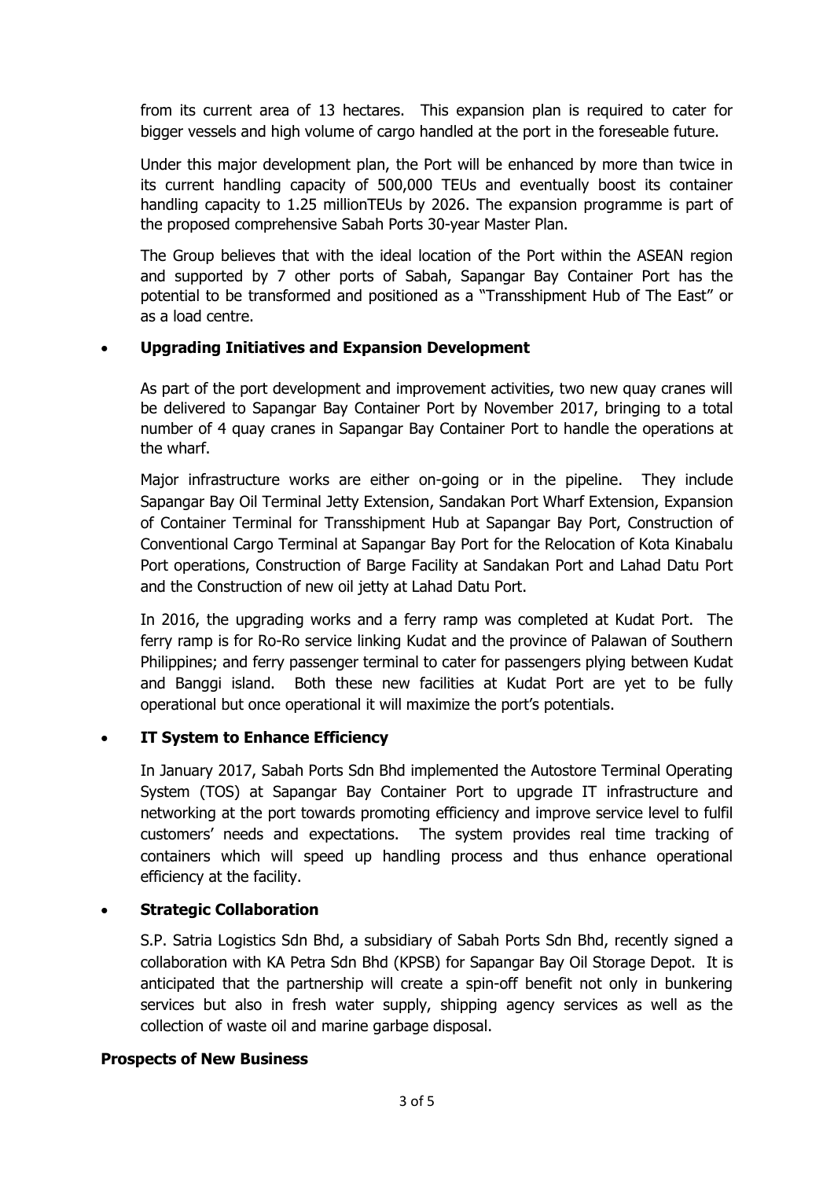from its current area of 13 hectares. This expansion plan is required to cater for bigger vessels and high volume of cargo handled at the port in the foreseable future.

Under this major development plan, the Port will be enhanced by more than twice in its current handling capacity of 500,000 TEUs and eventually boost its container handling capacity to 1.25 millionTEUs by 2026. The expansion programme is part of the proposed comprehensive Sabah Ports 30-year Master Plan.

The Group believes that with the ideal location of the Port within the ASEAN region and supported by 7 other ports of Sabah, Sapangar Bay Container Port has the potential to be transformed and positioned as a "Transshipment Hub of The East" or as a load centre.

- **Upgrading Initiatives and Expansion Development**

  As part of the port development and improvement activities, two new quay cranes will be delivered to Sapangar Bay Container Port by November 2017, bringing to a total number of 4 quay cranes in Sapangar Bay Container Port to handle the operations at the wharf.

  Major infrastructure works are either on-going or in the pipeline. They include Sapangar Bay Oil Terminal Jetty Extension, Sandakan Port Wharf Extension, Expansion of Container Terminal for Transshipment Hub at Sapangar Bay Port, Construction of Conventional Cargo Terminal at Sapangar Bay Port for the Relocation of Kota Kinabalu Port operations, Construction of Barge Facility at Sandakan Port and Lahad Datu Port and the Construction of new oil jetty at Lahad Datu Port.

  In 2016, the upgrading works and a ferry ramp was completed at Kudat Port. The ferry ramp is for Ro-Ro service linking Kudat and the province of Palawan of Southern Philippines; and ferry passenger terminal to cater for passengers plying between Kudat and Banggi island. Both these new facilities at Kudat Port are yet to be fully operational but once operational it will maximize the port's potentials.

- **IT System to Enhance Efficiency**

  In January 2017, Sabah Ports Sdn Bhd implemented the Autostore Terminal Operating System (TOS) at Sapangar Bay Container Port to upgrade IT infrastructure and networking at the port towards promoting efficiency and improve service level to fulfil customers' needs and expectations. The system provides real time tracking of containers which will speed up handling process and thus enhance operational efficiency at the facility.

- **Strategic Collaboration**

  S.P. Satria Logistics Sdn Bhd, a subsidiary of Sabah Ports Sdn Bhd, recently signed a collaboration with KA Petra Sdn Bhd (KPSB) for Sapangar Bay Oil Storage Depot. It is anticipated that the partnership will create a spin-off benefit not only in bunkering services but also in fresh water supply, shipping agency services as well as the collection of waste oil and marine garbage disposal.

**Prospects of New Business**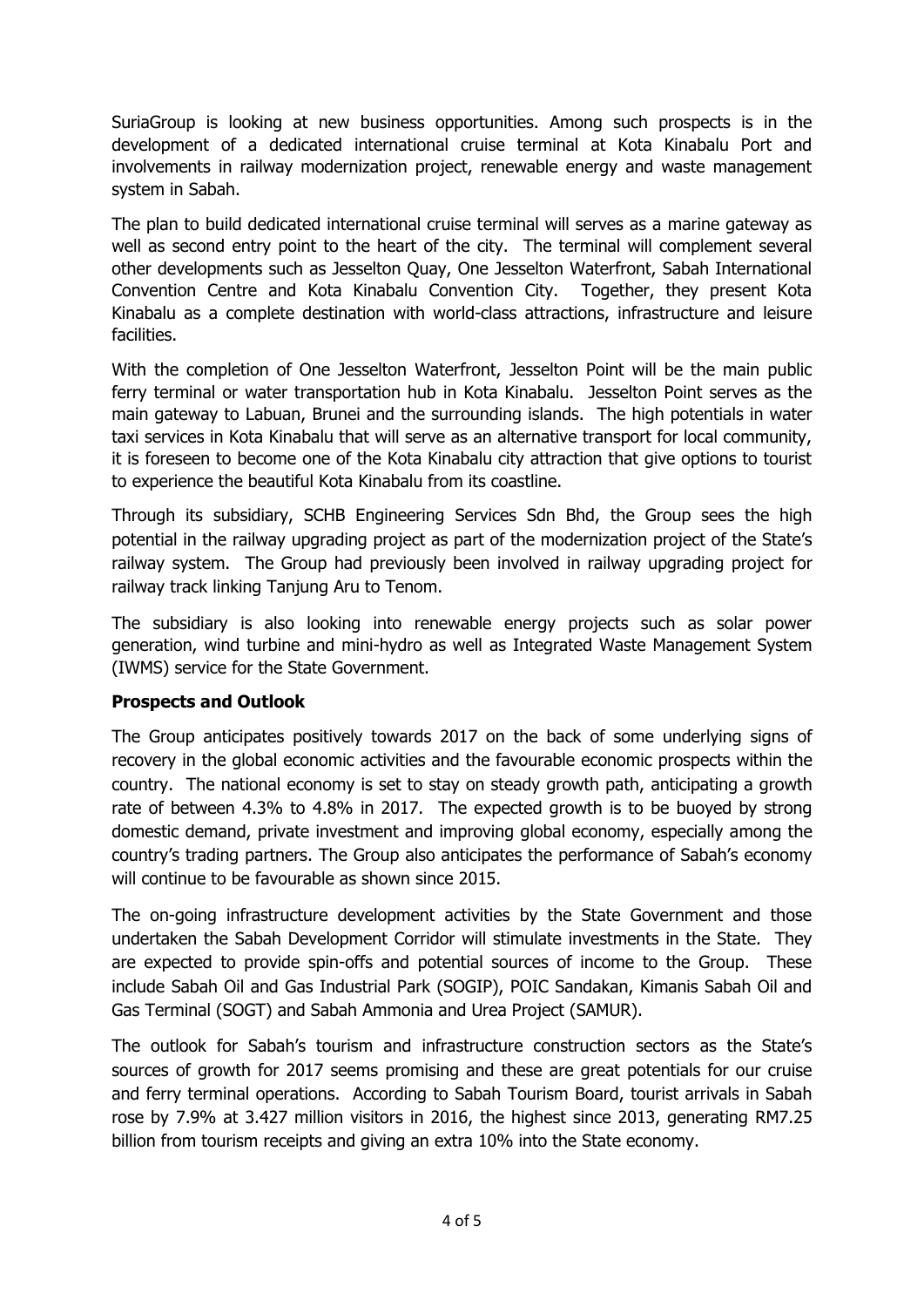SuriaGroup is looking at new business opportunities. Among such prospects is in the development of a dedicated international cruise terminal at Kota Kinabalu Port and involvements in railway modernization project, renewable energy and waste management system in Sabah.

The plan to build dedicated international cruise terminal will serves as a marine gateway as well as second entry point to the heart of the city. The terminal will complement several other developments such as Jesselton Quay, One Jesselton Waterfront, Sabah International Convention Centre and Kota Kinabalu Convention City. Together, they present Kota Kinabalu as a complete destination with world-class attractions, infrastructure and leisure facilities.

With the completion of One Jesselton Waterfront, Jesselton Point will be the main public ferry terminal or water transportation hub in Kota Kinabalu. Jesselton Point serves as the main gateway to Labuan, Brunei and the surrounding islands. The high potentials in water taxi services in Kota Kinabalu that will serve as an alternative transport for local community, it is foreseen to become one of the Kota Kinabalu city attraction that give options to tourist to experience the beautiful Kota Kinabalu from its coastline.

Through its subsidiary, SCHB Engineering Services Sdn Bhd, the Group sees the high potential in the railway upgrading project as part of the modernization project of the State's railway system. The Group had previously been involved in railway upgrading project for railway track linking Tanjung Aru to Tenom.

The subsidiary is also looking into renewable energy projects such as solar power generation, wind turbine and mini-hydro as well as Integrated Waste Management System (IWMS) service for the State Government.

**Prospects and Outlook**

The Group anticipates positively towards 2017 on the back of some underlying signs of recovery in the global economic activities and the favourable economic prospects within the country. The national economy is set to stay on steady growth path, anticipating a growth rate of between 4.3% to 4.8% in 2017. The expected growth is to be buoyed by strong domestic demand, private investment and improving global economy, especially among the country's trading partners. The Group also anticipates the performance of Sabah's economy will continue to be favourable as shown since 2015.

The on-going infrastructure development activities by the State Government and those undertaken the Sabah Development Corridor will stimulate investments in the State. They are expected to provide spin-offs and potential sources of income to the Group. These include Sabah Oil and Gas Industrial Park (SOGIP), POIC Sandakan, Kimanis Sabah Oil and Gas Terminal (SOGT) and Sabah Ammonia and Urea Project (SAMUR).

The outlook for Sabah's tourism and infrastructure construction sectors as the State's sources of growth for 2017 seems promising and these are great potentials for our cruise and ferry terminal operations. According to Sabah Tourism Board, tourist arrivals in Sabah rose by 7.9% at 3.427 million visitors in 2016, the highest since 2013, generating RM7.25 billion from tourism receipts and giving an extra 10% into the State economy.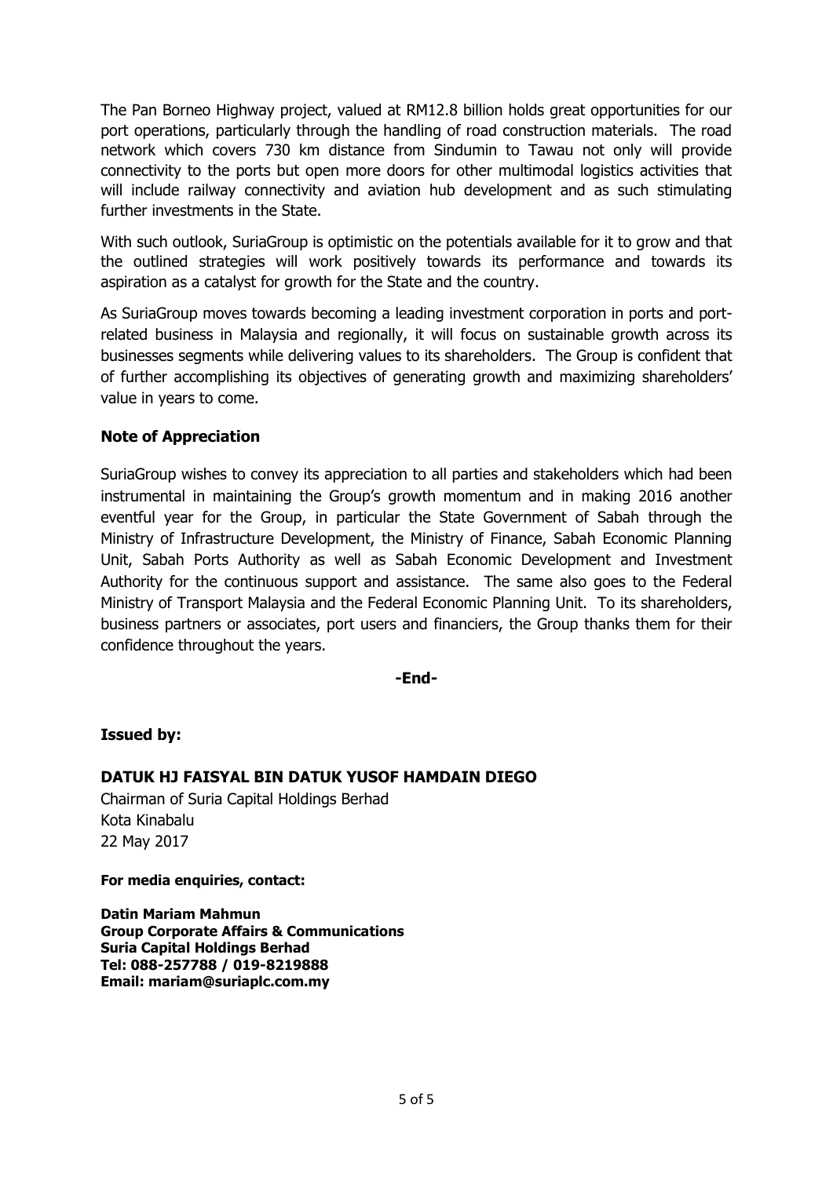The Pan Borneo Highway project, valued at RM12.8 billion holds great opportunities for our port operations, particularly through the handling of road construction materials. The road network which covers 730 km distance from Sindumin to Tawau not only will provide connectivity to the ports but open more doors for other multimodal logistics activities that will include railway connectivity and aviation hub development and as such stimulating further investments in the State.

With such outlook, SuriaGroup is optimistic on the potentials available for it to grow and that the outlined strategies will work positively towards its performance and towards its aspiration as a catalyst for growth for the State and the country.

As SuriaGroup moves towards becoming a leading investment corporation in ports and port-related business in Malaysia and regionally, it will focus on sustainable growth across its businesses segments while delivering values to its shareholders. The Group is confident that of further accomplishing its objectives of generating growth and maximizing shareholders' value in years to come.

**Note of Appreciation**

SuriaGroup wishes to convey its appreciation to all parties and stakeholders which had been instrumental in maintaining the Group's growth momentum and in making 2016 another eventful year for the Group, in particular the State Government of Sabah through the Ministry of Infrastructure Development, the Ministry of Finance, Sabah Economic Planning Unit, Sabah Ports Authority as well as Sabah Economic Development and Investment Authority for the continuous support and assistance. The same also goes to the Federal Ministry of Transport Malaysia and the Federal Economic Planning Unit. To its shareholders, business partners or associates, port users and financiers, the Group thanks them for their confidence throughout the years.

**-End-**

**Issued by:**

**DATUK HJ FAISYAL BIN DATUK YUSOF HAMDAIN DIEGO**
Chairman of Suria Capital Holdings Berhad
Kota Kinabalu
22 May 2017

**For media enquiries, contact:**

**Datin Mariam Mahmun**
**Group Corporate Affairs & Communications**
**Suria Capital Holdings Berhad**
**Tel: 088-257788 / 019-8219888**
**Email: mariam@suriaplc.com.my**